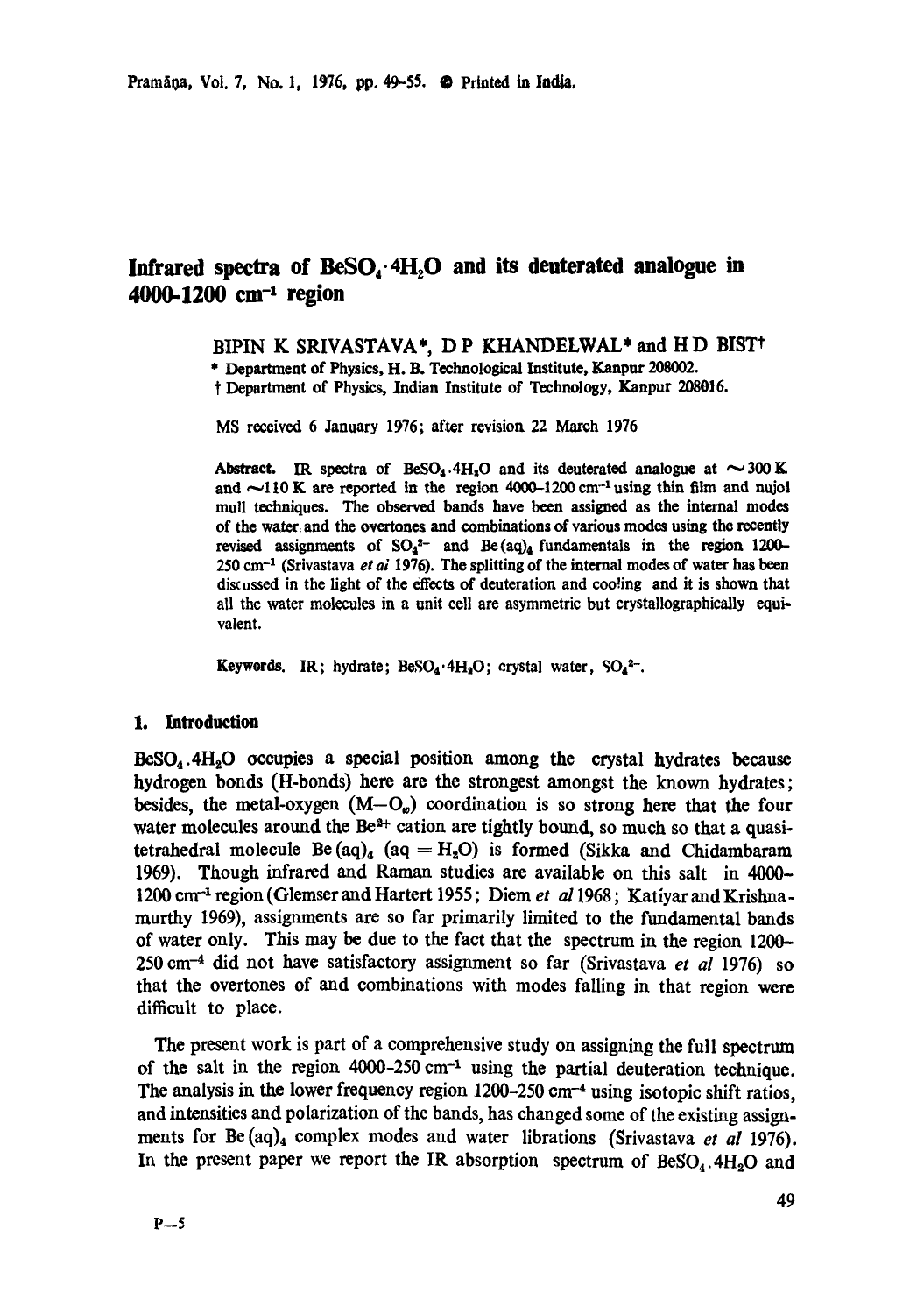# Infrared spectra of $BeSO_4 \cdot 4H_2O$ and its deuterated analogue in 4000-1200 $cm^{-1}$ region

BIPIN K SRIVASTAVA*, D P KHANDELWAL* and H D BIST†

\* Department of Physics, H. B. Technological Institute, Kanpur 208002.
† Department of Physics, Indian Institute of Technology, Kanpur 208016.

MS received 6 January 1976; after revision 22 March 1976

**Abstract.** IR spectra of $BeSO_4 \cdot 4H_2O$ and its deuterated analogue at $\sim 300$ K and $\sim 110$ K are reported in the region 4000–1200 $cm^{-1}$ using thin film and nujol mull techniques. The observed bands have been assigned as the internal modes of the water and the overtones and combinations of various modes using the recently revised assignments of $SO_4^{2-}$ and $Be(aq)_4$ fundamentals in the region 1200–250 $cm^{-1}$ (Srivastava *et al* 1976). The splitting of the internal modes of water has been discussed in the light of the effects of deuteration and cooling and it is shown that all the water molecules in a unit cell are asymmetric but crystallographically equivalent.

**Keywords.** IR; hydrate; $BeSO_4 \cdot 4H_2O$; crystal water, $SO_4^{2-}$.

## 1. Introduction

$BeSO_4 \cdot 4H_2O$ occupies a special position among the crystal hydrates because hydrogen bonds (H-bonds) here are the strongest amongst the known hydrates; besides, the metal-oxygen ($M-O_w$) coordination is so strong here that the four water molecules around the $Be^{2+}$ cation are tightly bound, so much so that a quasi-tetrahedral molecule $Be(aq)_4$ ($aq = H_2O$) is formed (Sikka and Chidambaram 1969). Though infrared and Raman studies are available on this salt in 4000–1200 $cm^{-1}$ region (Glemser and Hartert 1955; Diem *et al* 1968; Katiyar and Krishnamurthy 1969), assignments are so far primarily limited to the fundamental bands of water only. This may be due to the fact that the spectrum in the region 1200–250 $cm^{-1}$ did not have satisfactory assignment so far (Srivastava *et al* 1976) so that the overtones of and combinations with modes falling in that region were difficult to place.

The present work is part of a comprehensive study on assigning the full spectrum of the salt in the region 4000-250 $cm^{-1}$ using the partial deuteration technique. The analysis in the lower frequency region 1200–250 $cm^{-1}$ using isotopic shift ratios, and intensities and polarization of the bands, has changed some of the existing assignments for $Be(aq)_4$ complex modes and water librations (Srivastava *et al* 1976). In the present paper we report the IR absorption spectrum of $BeSO_4 \cdot 4H_2O$ and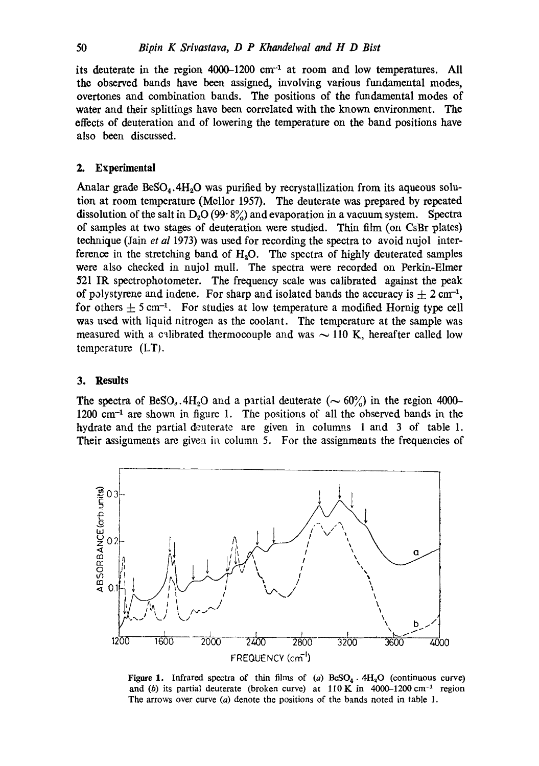its deuterate in the region 4000–1200 cm$^{-1}$ at room and low temperatures. All the observed bands have been assigned, involving various fundamental modes, overtones and combination bands. The positions of the fundamental modes of water and their splittings have been correlated with the known environment. The effects of deuteration and of lowering the temperature on the band positions have also been discussed.

## 2. Experimental

Analar grade $BeSO_4 . 4H_2O$ was purified by recrystallization from its aqueous solution at room temperature (Mellor 1957). The deuterate was prepared by repeated dissolution of the salt in $D_2O$ (99·8%) and evaporation in a vacuum system. Spectra of samples at two stages of deuteration were studied. Thin film (on CsBr plates) technique (Jain *et al* 1973) was used for recording the spectra to avoid nujol interference in the stretching band of $H_2O$. The spectra of highly deuterated samples were also checked in nujol mull. The spectra were recorded on Perkin-Elmer 521 IR spectrophotometer. The frequency scale was calibrated against the peak of polystyrene and indene. For sharp and isolated bands the accuracy is $\pm$ 2 cm$^{-1}$, for others $\pm$ 5 cm$^{-1}$. For studies at low temperature a modified Hornig type cell was used with liquid nitrogen as the coolant. The temperature at the sample was measured with a calibrated thermocouple and was $\sim$ 110 K, hereafter called low temperature (LT).

## 3. Results

The spectra of $BeSO_4 . 4H_2O$ and a partial deuterate ($\sim$ 60%) in the region 4000–1200 cm$^{-1}$ are shown in figure 1. The positions of all the observed bands in the hydrate and the partial deuterate are given in columns 1 and 3 of table 1. Their assignments are given in column 5. For the assignments the frequencies of

**Figure 1.** Infrared spectra of thin films of (*a*) $BeSO_4 . 4H_2O$ (continuous curve) and (*b*) its partial deuterate (broken curve) at 110 K in 4000–1200 cm$^{-1}$ region The arrows over curve (*a*) denote the positions of the bands noted in table 1.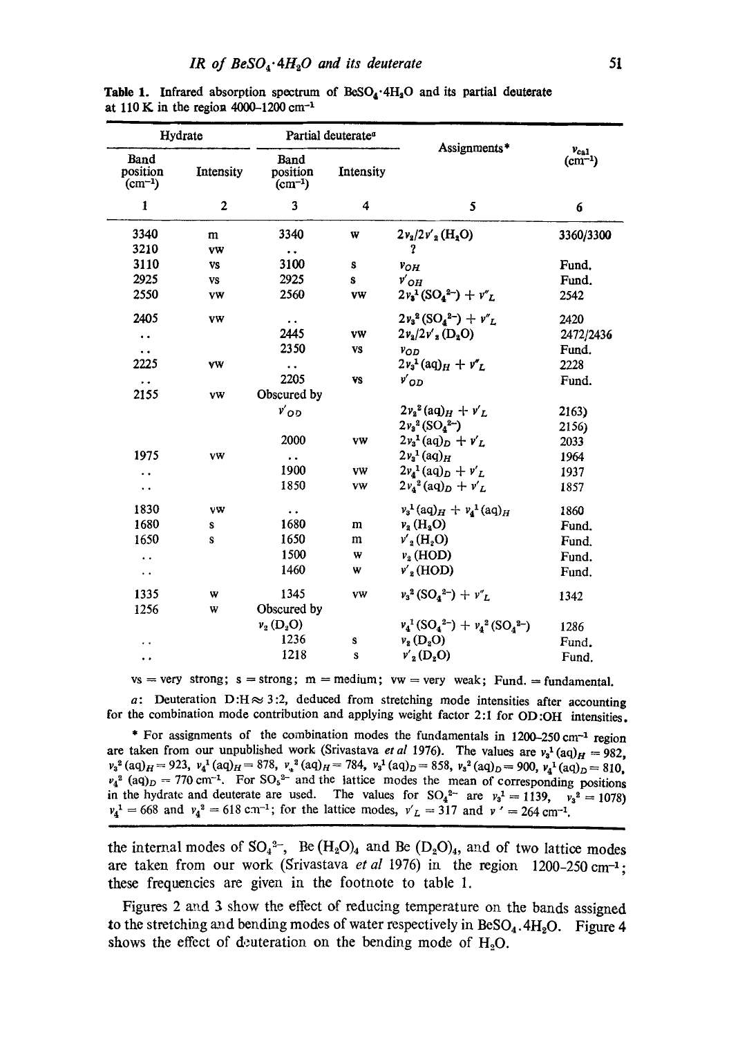**Table 1.** Infrared absorption spectrum of $BeSO_4{\cdot}4H_2O$ and its partial deuterate at 110 K in the region 4000–1200 $cm^{-1}$

| Hydrate | | Partial deuterate[a] | | Assignments* | $\nu_{cal}$ ($cm^{-1}$) |
|---|---|---|---|---|---|
| Band position ($cm^{-1}$) | Intensity | Band position ($cm^{-1}$) | Intensity | | |
| 1 | 2 | 3 | 4 | 5 | 6 |
| 3340 | m | 3340 | w | $2\nu_2/2\nu'_2\,(H_2O)$ | 3360/3300 |
| 3210 | vw | .. | | ? | |
| 3110 | vs | 3100 | s | $\nu_{OH}$ | Fund. |
| 2925 | vs | 2925 | s | $\nu'_{OH}$ | Fund. |
| 2550 | vw | 2560 | vw | $2\nu_3^1\,(SO_4^{2-}) + \nu''_L$ | 2542 |
| 2405 | vw | .. | | $2\nu_3^2\,(SO_4^{2-}) + \nu''_L$ | 2420 |
| .. | | 2445 | vw | $2\nu_2/2\nu'_2\,(D_2O)$ | 2472/2436 |
| .. | | 2350 | vs | $\nu_{OD}$ | Fund. |
| 2225 | vw | .. | | $2\nu_3^1\,(aq)_H + \nu''_L$ | 2228 |
| .. | | 2205 | vs | $\nu'_{OD}$ | Fund. |
| 2155 | vw | Obscured by $\nu'_{OD}$ | | $2\nu_3^2\,(aq)_H + \nu'_L$; $2\nu_3^2\,(SO_4^{2-})$ | 2163); 2156) |
| | | 2000 | vw | $2\nu_3^1\,(aq)_D + \nu'_L$ | 2033 |
| 1975 | vw | .. | | $2\nu_3^1\,(aq)_H$ | 1964 |
| .. | | 1900 | vw | $2\nu_4^1\,(aq)_D + \nu'_L$ | 1937 |
| .. | | 1850 | vw | $2\nu_4^2\,(aq)_D + \nu'_L$ | 1857 |
| 1830 | vw | .. | | $\nu_3^1\,(aq)_H + \nu_4^1\,(aq)_H$ | 1860 |
| 1680 | s | 1680 | m | $\nu_2\,(H_2O)$ | Fund. |
| 1650 | s | 1650 | m | $\nu'_2\,(H_2O)$ | Fund. |
| .. | | 1500 | w | $\nu_2\,(HOD)$ | Fund. |
| .. | | 1460 | w | $\nu'_2\,(HOD)$ | Fund. |
| 1335 | w | 1345 | vw | $\nu_3^2\,(SO_4^{2-}) + \nu''_L$ | 1342 |
| 1256 | w | Obscured by $\nu_2\,(D_2O)$ | | $\nu_4^1\,(SO_4^{2-}) + \nu_4^2\,(SO_4^{2-})$ | 1286 |
| .. | | 1236 | s | $\nu_2\,(D_2O)$ | Fund. |
| .. | | 1218 | s | $\nu'_2\,(D_2O)$ | Fund. |

vs = very strong; s = strong; m = medium; vw = very weak; Fund. = fundamental.

*a*: Deuteration D:H ≈ 3:2, deduced from stretching mode intensities after accounting for the combination mode contribution and applying weight factor 2:1 for OD:OH intensities.

\* For assignments of the combination modes the fundamentals in 1200–250 $cm^{-1}$ region are taken from our unpublished work (Srivastava *et al* 1976). The values are $\nu_3^1\,(aq)_H = 982$, $\nu_3^2\,(aq)_H = 923$, $\nu_4^1\,(aq)_H = 878$, $\nu_4^2\,(aq)_H = 784$, $\nu_3^1\,(aq)_D = 858$, $\nu_3^2\,(aq)_D = 900$, $\nu_4^1\,(aq)_D = 810$, $\nu_4^2\,(aq)_D = 770$ $cm^{-1}$. For $SO_4^{2-}$ and the lattice modes the mean of corresponding positions in the hydrate and deuterate are used. The values for $SO_4^{2-}$ are $\nu_3^1 = 1139$, $\nu_3^2 = 1078$) $\nu_4^1 = 668$ and $\nu_4^2 = 618$ $cm^{-1}$; for the lattice modes, $\nu'_L = 317$ and $\nu'' = 264$ $cm^{-1}$.

the internal modes of $SO_4^{2-}$, $Be(H_2O)_4$ and $Be(D_2O)_4$, and of two lattice modes are taken from our work (Srivastava *et al* 1976) in the region 1200–250 $cm^{-1}$; these frequencies are given in the footnote to table 1.

Figures 2 and 3 show the effect of reducing temperature on the bands assigned to the stretching and bending modes of water respectively in $BeSO_4.4H_2O$. Figure 4 shows the effect of deuteration on the bending mode of $H_2O$.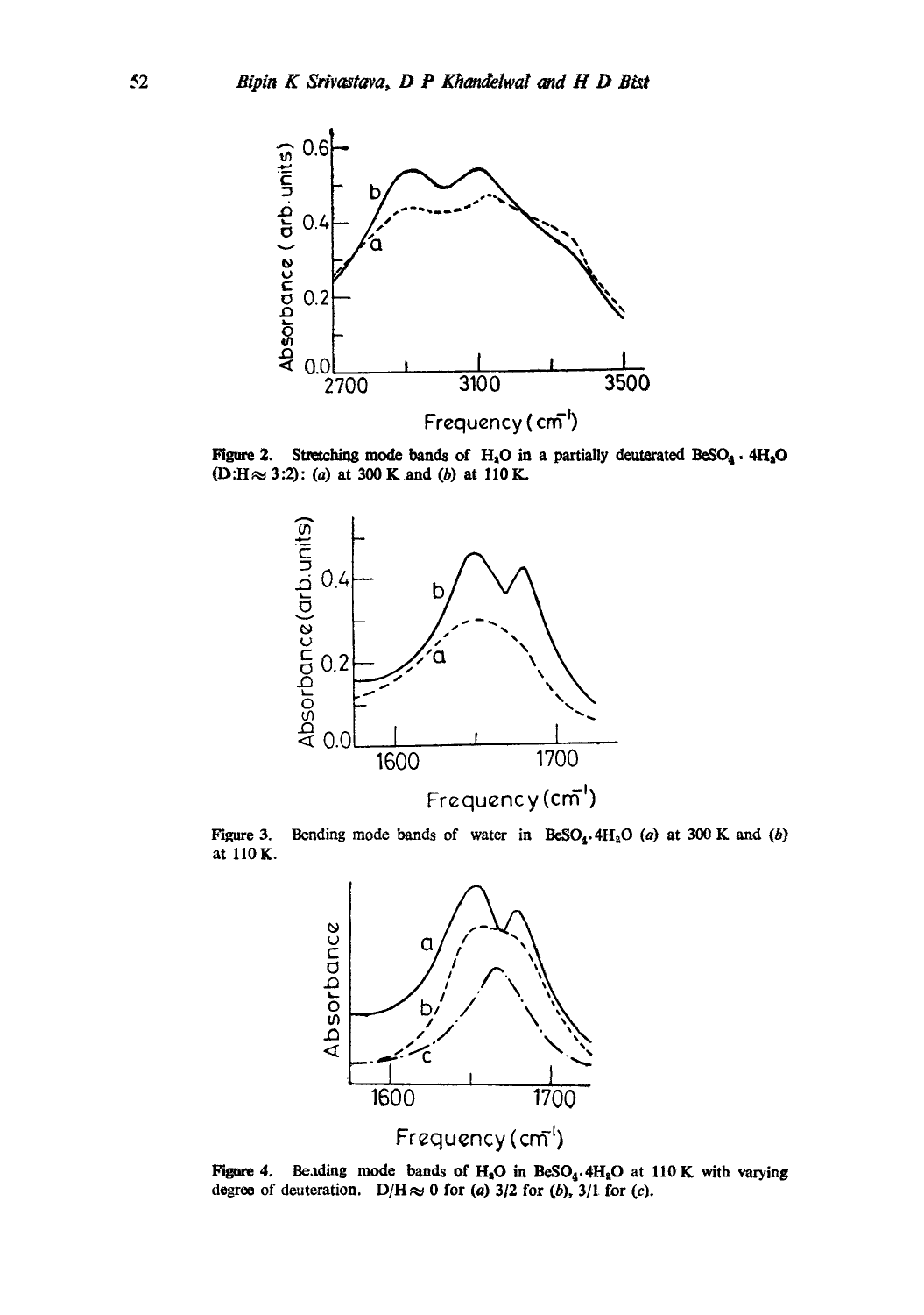Figure 2. Stretching mode bands of $H_2O$ in a partially deuterated $BeSO_4 \cdot 4H_2O$ (D:H ≈ 3:2): (*a*) at 300 K and (*b*) at 110 K.

Figure 3. Bending mode bands of water in $BeSO_4 \cdot 4H_2O$ (*a*) at 300 K and (*b*) at 110 K.

Figure 4. Bending mode bands of $H_2O$ in $BeSO_4 \cdot 4H_2O$ at 110 K with varying degree of deuteration. D/H ≈ 0 for (*a*) 3/2 for (*b*), 3/1 for (*c*).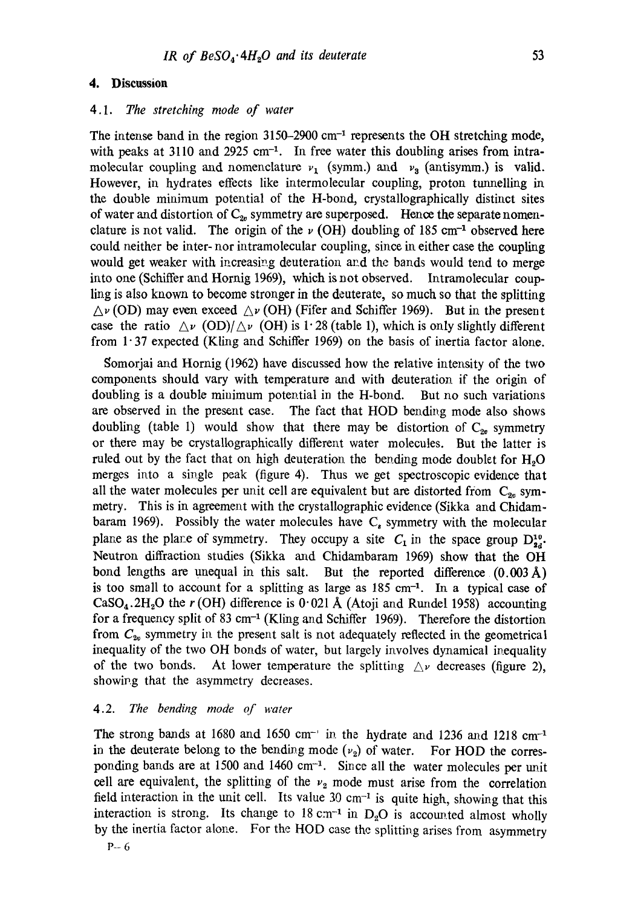## 4. Discussion

### 4.1. *The stretching mode of water*

The intense band in the region 3150–2900 cm$^{-1}$ represents the OH stretching mode, with peaks at 3110 and 2925 cm$^{-1}$. In free water this doubling arises from intramolecular coupling and nomenclature $\nu_1$ (symm.) and $\nu_3$ (antisymm.) is valid. However, in hydrates effects like intermolecular coupling, proton tunnelling in the double minimum potential of the H-bond, crystallographically distinct sites of water and distortion of $C_{2v}$ symmetry are superposed. Hence the separate nomenclature is not valid. The origin of the $\nu$ (OH) doubling of 185 cm$^{-1}$ observed here could neither be inter- nor intramolecular coupling, since in either case the coupling would get weaker with increasing deuteration and the bands would tend to merge into one (Schiffer and Hornig 1969), which is not observed. Intramolecular coupling is also known to become stronger in the deuterate, so much so that the splitting $\triangle\nu$ (OD) may even exceed $\triangle\nu$ (OH) (Fifer and Schiffer 1969). But in the present case the ratio $\triangle\nu$ (OD)/$\triangle\nu$ (OH) is 1·28 (table 1), which is only slightly different from 1·37 expected (Kling and Schiffer 1969) on the basis of inertia factor alone.

Somorjai and Hornig (1962) have discussed how the relative intensity of the two components should vary with temperature and with deuteration if the origin of doubling is a double minimum potential in the H-bond. But no such variations are observed in the present case. The fact that HOD bending mode also shows doubling (table 1) would show that there may be distortion of $C_{2v}$ symmetry or there may be crystallographically different water molecules. But the latter is ruled out by the fact that on high deuteration the bending mode doublet for $H_2O$ merges into a single peak (figure 4). Thus we get spectroscopic evidence that all the water molecules per unit cell are equivalent but are distorted from $C_{2v}$ symmetry. This is in agreement with the crystallographic evidence (Sikka and Chidambaram 1969). Possibly the water molecules have $C_s$ symmetry with the molecular plane as the plane of symmetry. They occupy a site $C_1$ in the space group $D_{2d}^{10}$. Neutron diffraction studies (Sikka and Chidambaram 1969) show that the OH bond lengths are unequal in this salt. But the reported difference (0.003 Å) is too small to account for a splitting as large as 185 cm$^{-1}$. In a typical case of $CaSO_4.2H_2O$ the $r$ (OH) difference is 0·021 Å (Atoji and Rundel 1958) accounting for a frequency split of 83 cm$^{-1}$ (Kling and Schiffer 1969). Therefore the distortion from $C_{2v}$ symmetry in the present salt is not adequately reflected in the geometrical inequality of the two OH bonds of water, but largely involves dynamical inequality of the two bonds. At lower temperature the splitting $\triangle\nu$ decreases (figure 2), showing that the asymmetry decreases.

### 4.2. *The bending mode of water*

The strong bands at 1680 and 1650 cm$^{-1}$ in the hydrate and 1236 and 1218 cm$^{-1}$ in the deuterate belong to the bending mode ($\nu_2$) of water. For HOD the corresponding bands are at 1500 and 1460 cm$^{-1}$. Since all the water molecules per unit cell are equivalent, the splitting of the $\nu_2$ mode must arise from the correlation field interaction in the unit cell. Its value 30 cm$^{-1}$ is quite high, showing that this interaction is strong. Its change to 18 cm$^{-1}$ in $D_2O$ is accounted almost wholly by the inertia factor alone. For the HOD case the splitting arises from asymmetry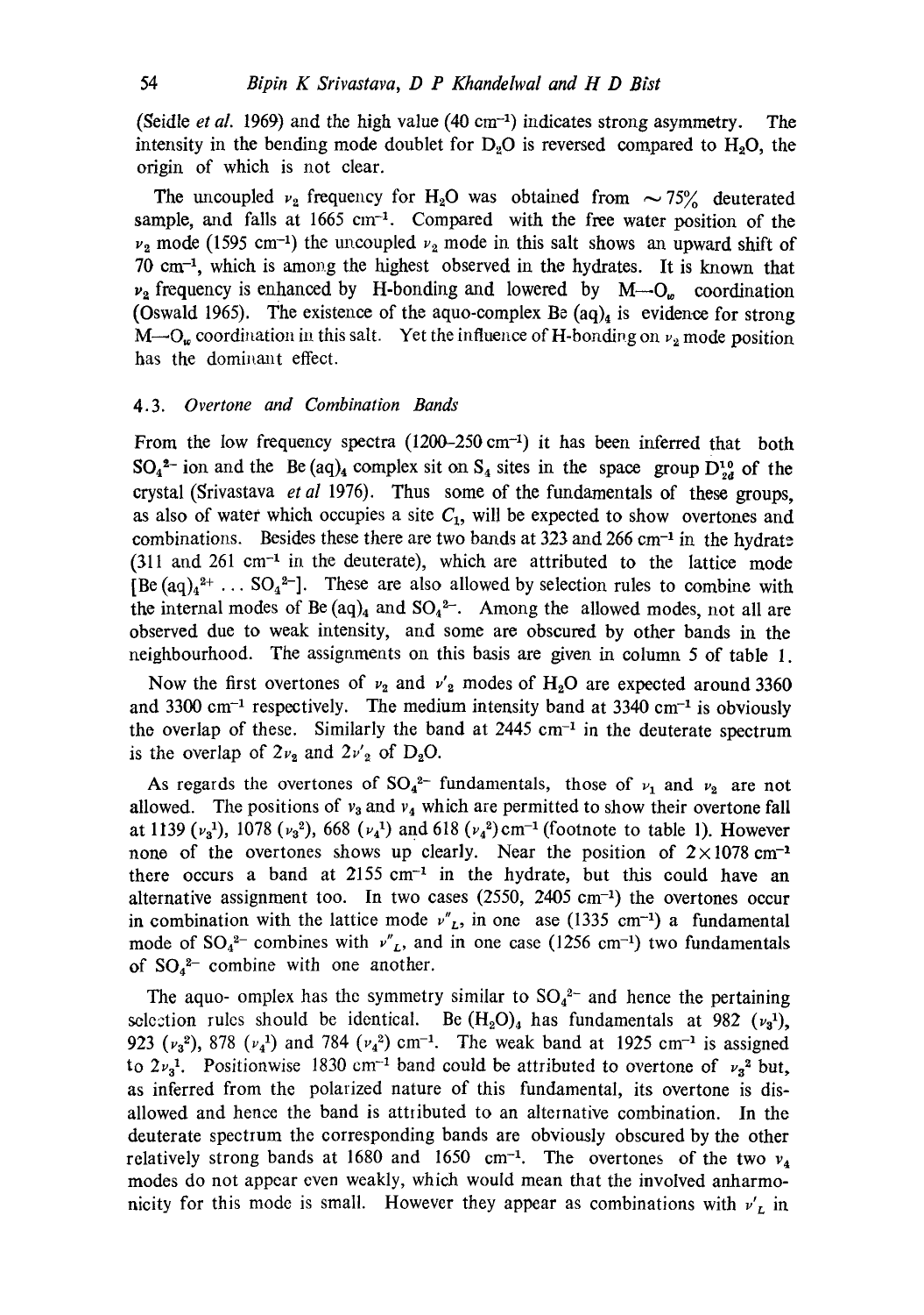(Seidle *et al.* 1969) and the high value (40 $cm^{-1}$) indicates strong asymmetry. The intensity in the bending mode doublet for $D_2O$ is reversed compared to $H_2O$, the origin of which is not clear.

The uncoupled $\nu_2$ frequency for $H_2O$ was obtained from $\sim 75\%$ deuterated sample, and falls at 1665 $cm^{-1}$. Compared with the free water position of the $\nu_2$ mode (1595 $cm^{-1}$) the uncoupled $\nu_2$ mode in this salt shows an upward shift of 70 $cm^{-1}$, which is among the highest observed in the hydrates. It is known that $\nu_2$ frequency is enhanced by H-bonding and lowered by M—$O_w$ coordination (Oswald 1965). The existence of the aquo-complex Be (aq)$_4$ is evidence for strong M—$O_w$ coordination in this salt. Yet the influence of H-bonding on $\nu_2$ mode position has the dominant effect.

### 4.3. *Overtone and Combination Bands*

From the low frequency spectra (1200–250 $cm^{-1}$) it has been inferred that both $SO_4^{2-}$ ion and the Be (aq)$_4$ complex sit on $S_4$ sites in the space group $D_{2d}^{10}$ of the crystal (Srivastava *et al* 1976). Thus some of the fundamentals of these groups, as also of water which occupies a site $C_1$, will be expected to show overtones and combinations. Besides these there are two bands at 323 and 266 $cm^{-1}$ in the hydrate (311 and 261 $cm^{-1}$ in the deuterate), which are attributed to the lattice mode [Be (aq)$_4^{2+}$ ... $SO_4^{2-}$]. These are also allowed by selection rules to combine with the internal modes of Be (aq)$_4$ and $SO_4^{2-}$. Among the allowed modes, not all are observed due to weak intensity, and some are obscured by other bands in the neighbourhood. The assignments on this basis are given in column 5 of table 1.

Now the first overtones of $\nu_2$ and $\nu'_2$ modes of $H_2O$ are expected around 3360 and 3300 $cm^{-1}$ respectively. The medium intensity band at 3340 $cm^{-1}$ is obviously the overlap of these. Similarly the band at 2445 $cm^{-1}$ in the deuterate spectrum is the overlap of $2\nu_2$ and $2\nu'_2$ of $D_2O$.

As regards the overtones of $SO_4^{2-}$ fundamentals, those of $\nu_1$ and $\nu_2$ are not allowed. The positions of $\nu_3$ and $\nu_4$ which are permitted to show their overtone fall at 1139 ($\nu_3^1$), 1078 ($\nu_3^2$), 668 ($\nu_4^1$) and 618 ($\nu_4^2$) $cm^{-1}$ (footnote to table 1). However none of the overtones shows up clearly. Near the position of $2 \times 1078$ $cm^{-1}$ there occurs a band at 2155 $cm^{-1}$ in the hydrate, but this could have an alternative assignment too. In two cases (2550, 2405 $cm^{-1}$) the overtones occur in combination with the lattice mode $\nu''_L$, in one ase (1335 $cm^{-1}$) a fundamental mode of $SO_4^{2-}$ combines with $\nu''_L$, and in one case (1256 $cm^{-1}$) two fundamentals of $SO_4^{2-}$ combine with one another.

The aquo- omplex has the symmetry similar to $SO_4^{2-}$ and hence the pertaining selection rules should be identical. Be $(H_2O)_4$ has fundamentals at 982 ($\nu_3^1$), 923 ($\nu_3^2$), 878 ($\nu_4^1$) and 784 ($\nu_4^2$) $cm^{-1}$. The weak band at 1925 $cm^{-1}$ is assigned to $2\nu_3^1$. Positionwise 1830 $cm^{-1}$ band could be attributed to overtone of $\nu_3^2$ but, as inferred from the polarized nature of this fundamental, its overtone is disallowed and hence the band is attributed to an alternative combination. In the deuterate spectrum the corresponding bands are obviously obscured by the other relatively strong bands at 1680 and 1650 $cm^{-1}$. The overtones of the two $\nu_4$ modes do not appear even weakly, which would mean that the involved anharmonicity for this mode is small. However they appear as combinations with $\nu'_L$ in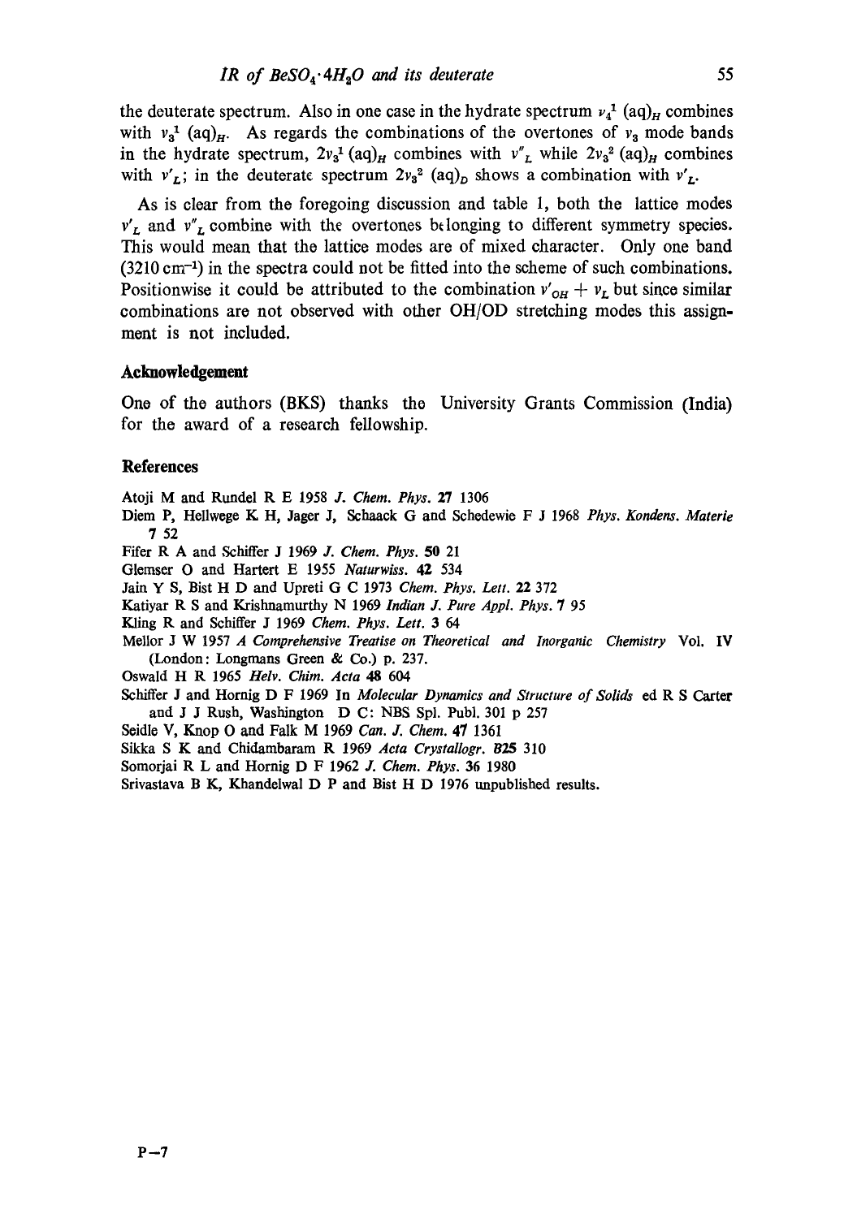the deuterate spectrum. Also in one case in the hydrate spectrum $\nu_4^1$ $(aq)_H$ combines with $\nu_3^1$ $(aq)_H$. As regards the combinations of the overtones of $\nu_3$ mode bands in the hydrate spectrum, $2\nu_3^1$ $(aq)_H$ combines with $\nu''_L$ while $2\nu_3^2$ $(aq)_H$ combines with $\nu'_L$; in the deuterate spectrum $2\nu_3^2$ $(aq)_D$ shows a combination with $\nu'_L$.

As is clear from the foregoing discussion and table 1, both the lattice modes $\nu'_L$ and $\nu''_L$ combine with the overtones belonging to different symmetry species. This would mean that the lattice modes are of mixed character. Only one band ($3210\ cm^{-1}$) in the spectra could not be fitted into the scheme of such combinations. Positionwise it could be attributed to the combination $\nu'_{OH} + \nu_L$ but since similar combinations are not observed with other OH/OD stretching modes this assignment is not included.

## Acknowledgement

One of the authors (BKS) thanks the University Grants Commission (India) for the award of a research fellowship.

## References

Atoji M and Rundel R E 1958 *J. Chem. Phys.* **27** 1306

Diem P, Hellwege K H, Jager J, Schaack G and Schedewie F J 1968 *Phys. Kondens. Materie* **7** 52

Fifer R A and Schiffer J 1969 *J. Chem. Phys.* **50** 21

Glemser O and Hartert E 1955 *Naturwiss.* **42** 534

Jain Y S, Bist H D and Upreti G C 1973 *Chem. Phys. Lett.* **22** 372

Katiyar R S and Krishnamurthy N 1969 *Indian J. Pure Appl. Phys.* **7** 95

Kling R and Schiffer J 1969 *Chem. Phys. Lett.* **3** 64

Mellor J W 1957 *A Comprehensive Treatise on Theoretical and Inorganic Chemistry* Vol. IV (London: Longmans Green & Co.) p. 237.

Oswald H R 1965 *Helv. Chim. Acta* **48** 604

Schiffer J and Hornig D F 1969 In *Molecular Dynamics and Structure of Solids* ed R S Carter and J J Rush, Washington D C: NBS Spl. Publ. 301 p 257

Seidle V, Knop O and Falk M 1969 *Can. J. Chem.* **47** 1361

Sikka S K and Chidambaram R 1969 *Acta Crystallogr.* **B25** 310

Somorjai R L and Hornig D F 1962 *J. Chem. Phys.* **36** 1980

Srivastava B K, Khandelwal D P and Bist H D 1976 unpublished results.